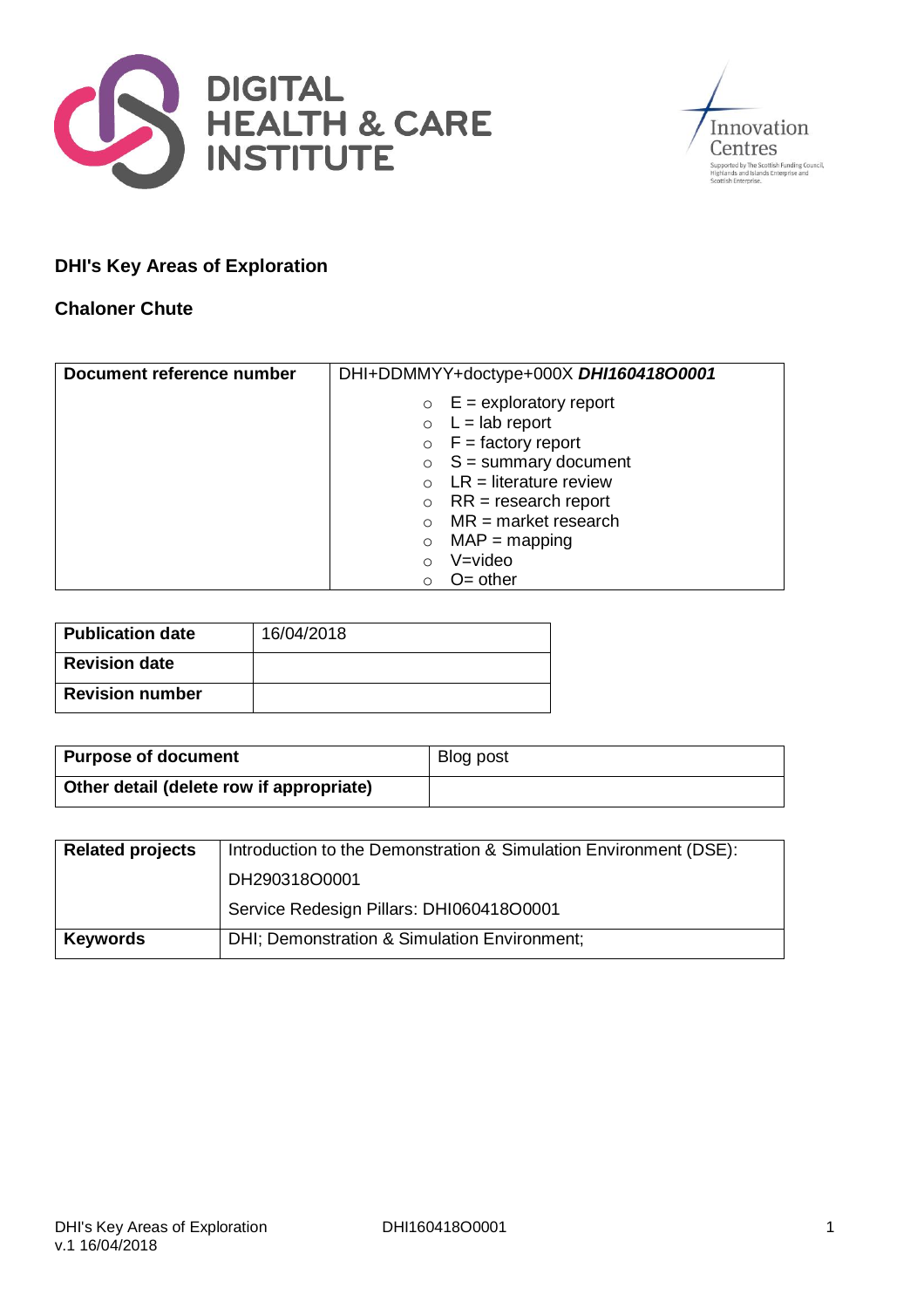**DIGITAL HEALTH & CARE INSTITUTE**

Innovation Centres
Supported by The Scottish Funding Council, Highlands and Islands Enterprise and Scottish Enterprise.

## DHI's Key Areas of Exploration

### Chaloner Chute

| Document reference number | DHI+DDMMYY+doctype+000X ***DHI160418O0001*** |
|---|---|
| | E = exploratory report<br>L = lab report<br>F = factory report<br>S = summary document<br>LR = literature review<br>RR = research report<br>MR = market research<br>MAP = mapping<br>V=video<br>O= other |

| **Publication date** | 16/04/2018 |
|---|---|
| **Revision date** | |
| **Revision number** | |

| **Purpose of document** | Blog post |
|---|---|
| **Other detail (delete row if appropriate)** | |

| **Related projects** | Introduction to the Demonstration & Simulation Environment (DSE):<br>DH290318O0001<br>Service Redesign Pillars: DHI060418O0001 |
|---|---|
| **Keywords** | DHI; Demonstration & Simulation Environment; |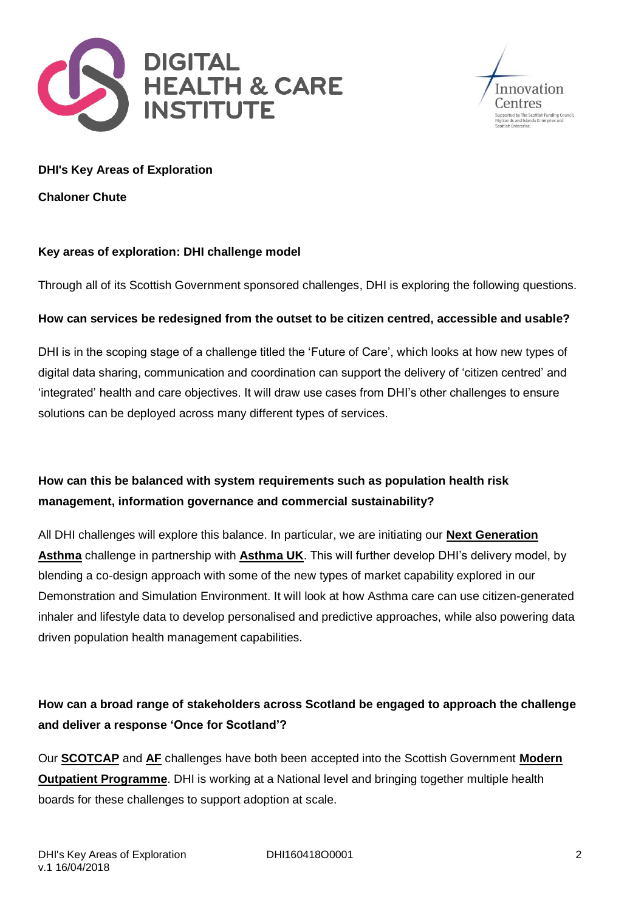**DHI's Key Areas of Exploration**

**Chaloner Chute**

## Key areas of exploration: DHI challenge model

Through all of its Scottish Government sponsored challenges, DHI is exploring the following questions.

### How can services be redesigned from the outset to be citizen centred, accessible and usable?

DHI is in the scoping stage of a challenge titled the 'Future of Care', which looks at how new types of digital data sharing, communication and coordination can support the delivery of 'citizen centred' and 'integrated' health and care objectives. It will draw use cases from DHI's other challenges to ensure solutions can be deployed across many different types of services.

### How can this be balanced with system requirements such as population health risk management, information governance and commercial sustainability?

All DHI challenges will explore this balance. In particular, we are initiating our **Next Generation Asthma** challenge in partnership with **Asthma UK**. This will further develop DHI's delivery model, by blending a co-design approach with some of the new types of market capability explored in our Demonstration and Simulation Environment. It will look at how Asthma care can use citizen-generated inhaler and lifestyle data to develop personalised and predictive approaches, while also powering data driven population health management capabilities.

### How can a broad range of stakeholders across Scotland be engaged to approach the challenge and deliver a response 'Once for Scotland'?

Our **SCOTCAP** and **AF** challenges have both been accepted into the Scottish Government **Modern Outpatient Programme**. DHI is working at a National level and bringing together multiple health boards for these challenges to support adoption at scale.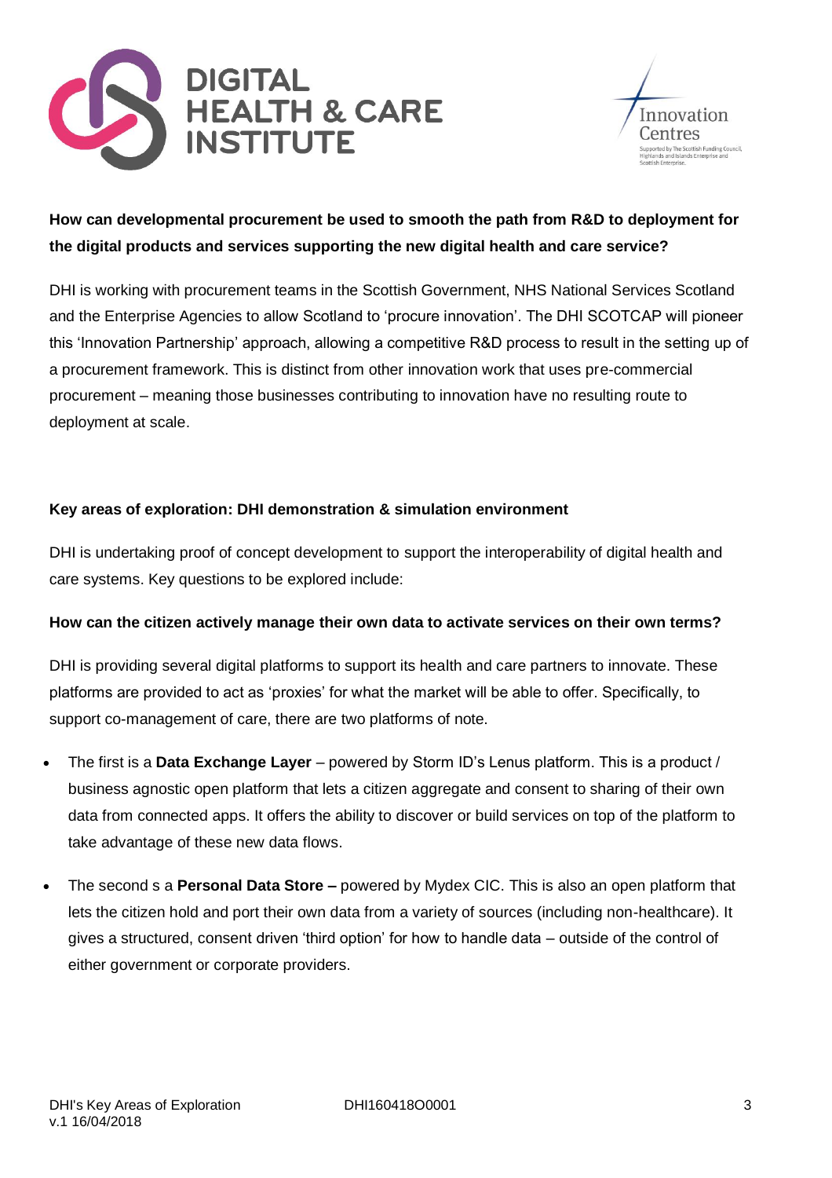**How can developmental procurement be used to smooth the path from R&D to deployment for the digital products and services supporting the new digital health and care service?**

DHI is working with procurement teams in the Scottish Government, NHS National Services Scotland and the Enterprise Agencies to allow Scotland to 'procure innovation'. The DHI SCOTCAP will pioneer this 'Innovation Partnership' approach, allowing a competitive R&D process to result in the setting up of a procurement framework. This is distinct from other innovation work that uses pre-commercial procurement – meaning those businesses contributing to innovation have no resulting route to deployment at scale.

**Key areas of exploration: DHI demonstration & simulation environment**

DHI is undertaking proof of concept development to support the interoperability of digital health and care systems. Key questions to be explored include:

**How can the citizen actively manage their own data to activate services on their own terms?**

DHI is providing several digital platforms to support its health and care partners to innovate. These platforms are provided to act as 'proxies' for what the market will be able to offer. Specifically, to support co-management of care, there are two platforms of note.

- The first is a **Data Exchange Layer** – powered by Storm ID's Lenus platform. This is a product / business agnostic open platform that lets a citizen aggregate and consent to sharing of their own data from connected apps. It offers the ability to discover or build services on top of the platform to take advantage of these new data flows.
- The second s a **Personal Data Store –** powered by Mydex CIC. This is also an open platform that lets the citizen hold and port their own data from a variety of sources (including non-healthcare). It gives a structured, consent driven 'third option' for how to handle data – outside of the control of either government or corporate providers.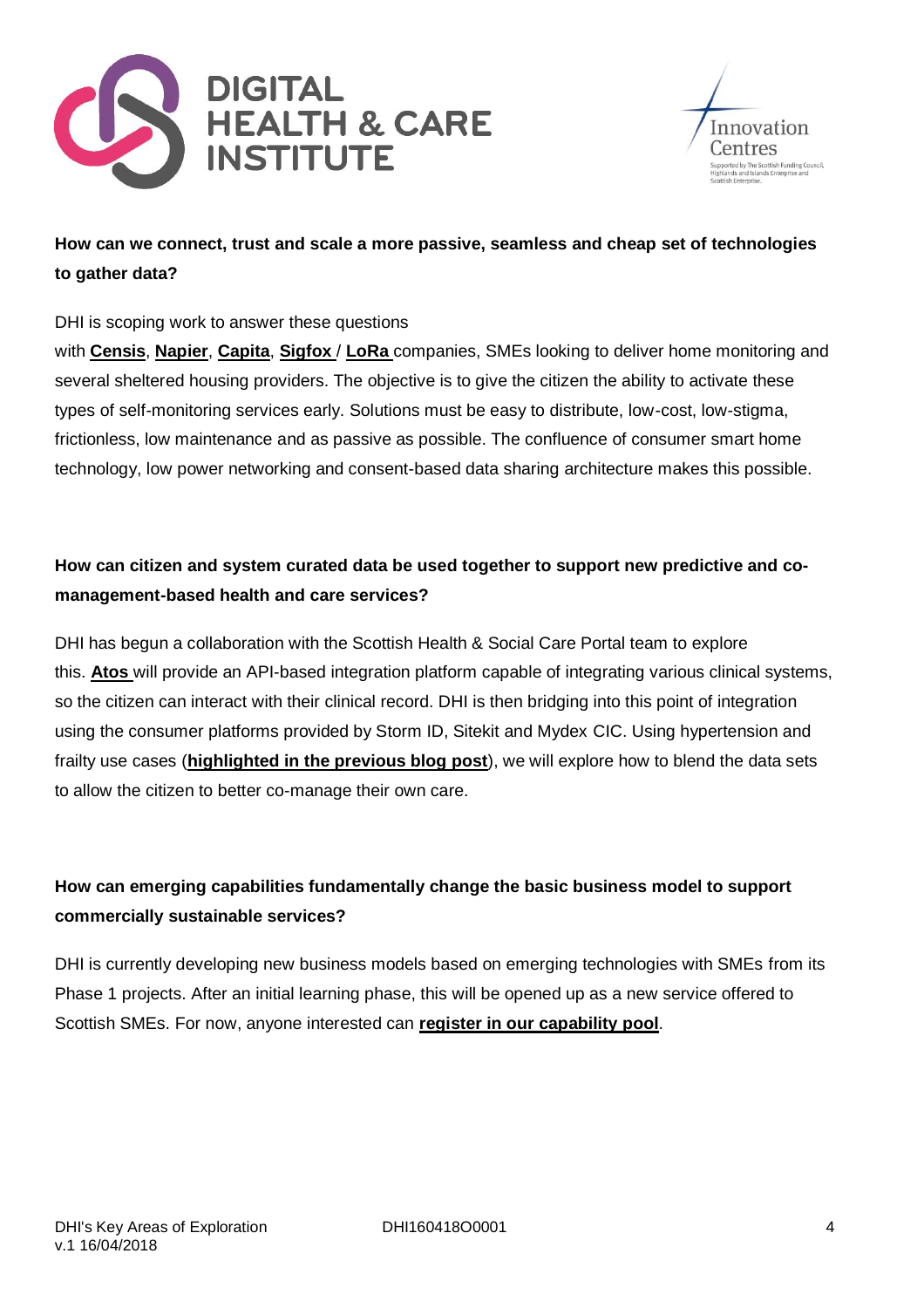**How can we connect, trust and scale a more passive, seamless and cheap set of technologies to gather data?**

DHI is scoping work to answer these questions with **Censis**, **Napier**, **Capita**, **Sigfox** / **LoRa** companies, SMEs looking to deliver home monitoring and several sheltered housing providers. The objective is to give the citizen the ability to activate these types of self-monitoring services early. Solutions must be easy to distribute, low-cost, low-stigma, frictionless, low maintenance and as passive as possible. The confluence of consumer smart home technology, low power networking and consent-based data sharing architecture makes this possible.

**How can citizen and system curated data be used together to support new predictive and co-management-based health and care services?**

DHI has begun a collaboration with the Scottish Health & Social Care Portal team to explore this. **Atos** will provide an API-based integration platform capable of integrating various clinical systems, so the citizen can interact with their clinical record. DHI is then bridging into this point of integration using the consumer platforms provided by Storm ID, Sitekit and Mydex CIC. Using hypertension and frailty use cases (**highlighted in the previous blog post**), we will explore how to blend the data sets to allow the citizen to better co-manage their own care.

**How can emerging capabilities fundamentally change the basic business model to support commercially sustainable services?**

DHI is currently developing new business models based on emerging technologies with SMEs from its Phase 1 projects. After an initial learning phase, this will be opened up as a new service offered to Scottish SMEs. For now, anyone interested can **register in our capability pool**.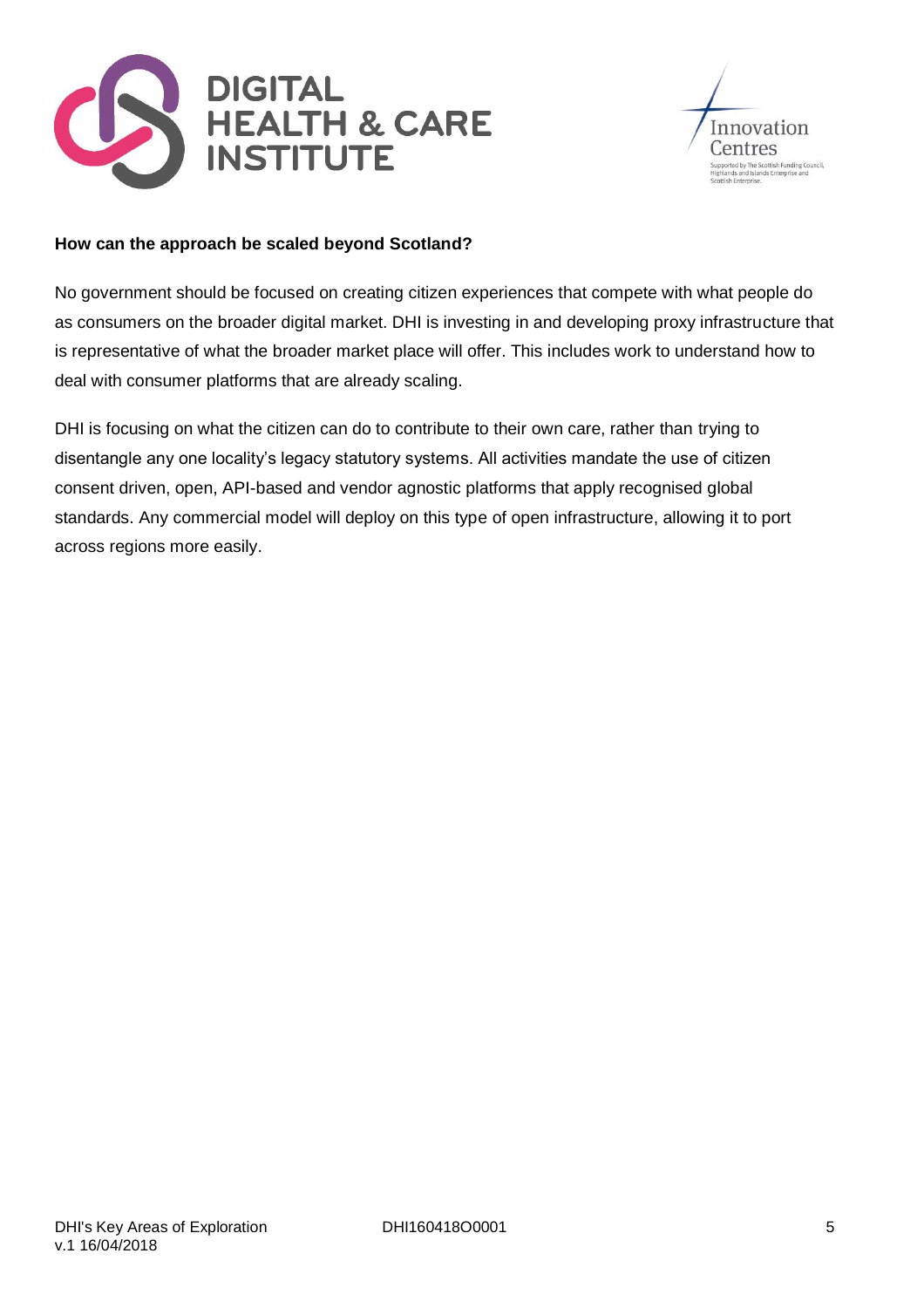### How can the approach be scaled beyond Scotland?

No government should be focused on creating citizen experiences that compete with what people do as consumers on the broader digital market. DHI is investing in and developing proxy infrastructure that is representative of what the broader market place will offer. This includes work to understand how to deal with consumer platforms that are already scaling.

DHI is focusing on what the citizen can do to contribute to their own care, rather than trying to disentangle any one locality's legacy statutory systems. All activities mandate the use of citizen consent driven, open, API-based and vendor agnostic platforms that apply recognised global standards. Any commercial model will deploy on this type of open infrastructure, allowing it to port across regions more easily.